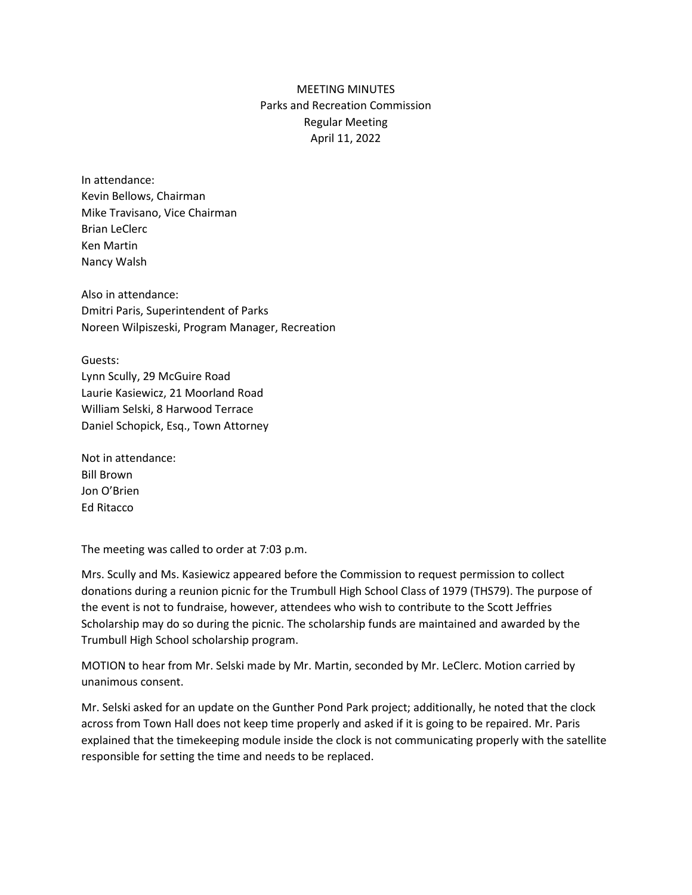MEETING MINUTES
Parks and Recreation Commission
Regular Meeting
April 11, 2022

In attendance:
Kevin Bellows, Chairman
Mike Travisano, Vice Chairman
Brian LeClerc
Ken Martin
Nancy Walsh

Also in attendance:
Dmitri Paris, Superintendent of Parks
Noreen Wilpiszeski, Program Manager, Recreation

Guests:
Lynn Scully, 29 McGuire Road
Laurie Kasiewicz, 21 Moorland Road
William Selski, 8 Harwood Terrace
Daniel Schopick, Esq., Town Attorney

Not in attendance:
Bill Brown
Jon O'Brien
Ed Ritacco

The meeting was called to order at 7:03 p.m.

Mrs. Scully and Ms. Kasiewicz appeared before the Commission to request permission to collect donations during a reunion picnic for the Trumbull High School Class of 1979 (THS79). The purpose of the event is not to fundraise, however, attendees who wish to contribute to the Scott Jeffries Scholarship may do so during the picnic. The scholarship funds are maintained and awarded by the Trumbull High School scholarship program.

MOTION to hear from Mr. Selski made by Mr. Martin, seconded by Mr. LeClerc. Motion carried by unanimous consent.

Mr. Selski asked for an update on the Gunther Pond Park project; additionally, he noted that the clock across from Town Hall does not keep time properly and asked if it is going to be repaired. Mr. Paris explained that the timekeeping module inside the clock is not communicating properly with the satellite responsible for setting the time and needs to be replaced.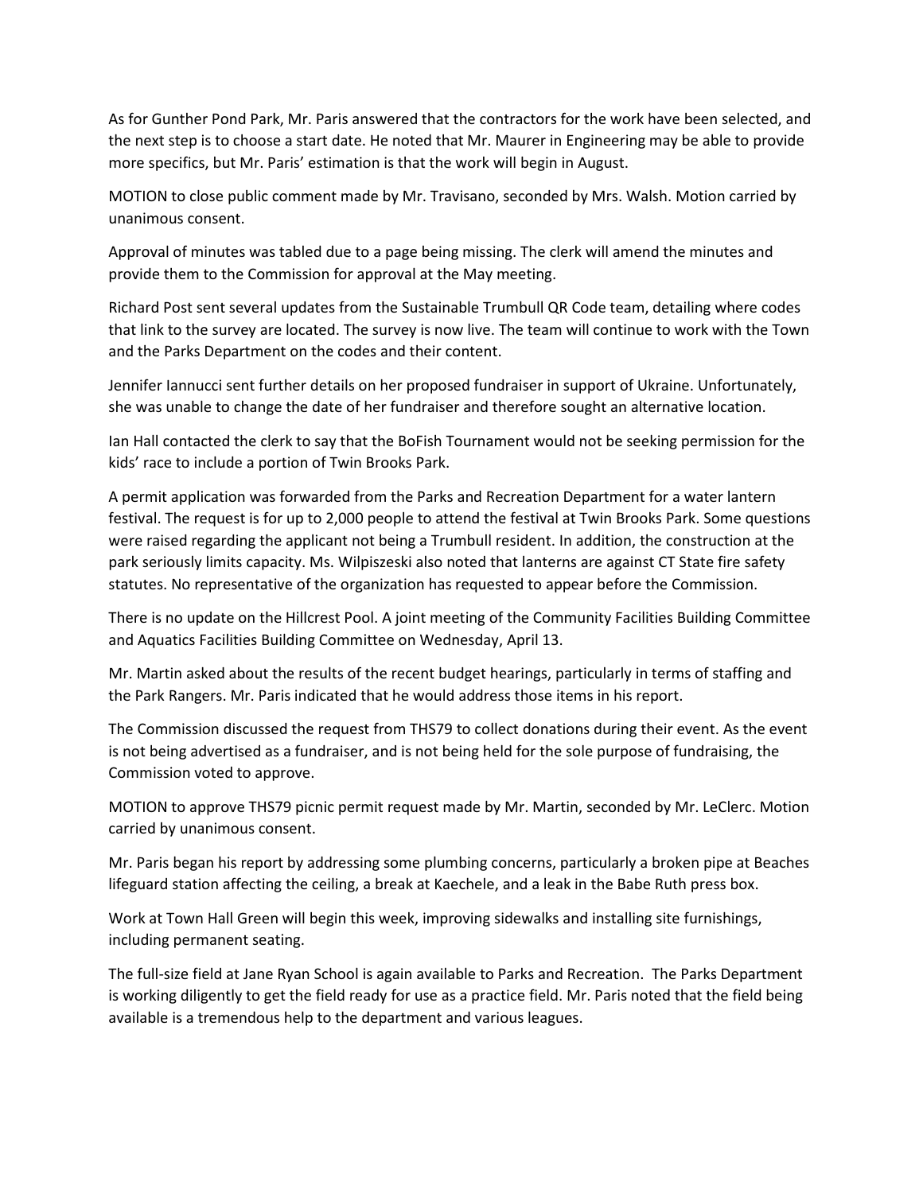As for Gunther Pond Park, Mr. Paris answered that the contractors for the work have been selected, and the next step is to choose a start date. He noted that Mr. Maurer in Engineering may be able to provide more specifics, but Mr. Paris' estimation is that the work will begin in August.

MOTION to close public comment made by Mr. Travisano, seconded by Mrs. Walsh. Motion carried by unanimous consent.

Approval of minutes was tabled due to a page being missing. The clerk will amend the minutes and provide them to the Commission for approval at the May meeting.

Richard Post sent several updates from the Sustainable Trumbull QR Code team, detailing where codes that link to the survey are located. The survey is now live. The team will continue to work with the Town and the Parks Department on the codes and their content.

Jennifer Iannucci sent further details on her proposed fundraiser in support of Ukraine. Unfortunately, she was unable to change the date of her fundraiser and therefore sought an alternative location.

Ian Hall contacted the clerk to say that the BoFish Tournament would not be seeking permission for the kids' race to include a portion of Twin Brooks Park.

A permit application was forwarded from the Parks and Recreation Department for a water lantern festival. The request is for up to 2,000 people to attend the festival at Twin Brooks Park. Some questions were raised regarding the applicant not being a Trumbull resident. In addition, the construction at the park seriously limits capacity. Ms. Wilpiszeski also noted that lanterns are against CT State fire safety statutes. No representative of the organization has requested to appear before the Commission.

There is no update on the Hillcrest Pool. A joint meeting of the Community Facilities Building Committee and Aquatics Facilities Building Committee on Wednesday, April 13.

Mr. Martin asked about the results of the recent budget hearings, particularly in terms of staffing and the Park Rangers. Mr. Paris indicated that he would address those items in his report.

The Commission discussed the request from THS79 to collect donations during their event. As the event is not being advertised as a fundraiser, and is not being held for the sole purpose of fundraising, the Commission voted to approve.

MOTION to approve THS79 picnic permit request made by Mr. Martin, seconded by Mr. LeClerc. Motion carried by unanimous consent.

Mr. Paris began his report by addressing some plumbing concerns, particularly a broken pipe at Beaches lifeguard station affecting the ceiling, a break at Kaechele, and a leak in the Babe Ruth press box.

Work at Town Hall Green will begin this week, improving sidewalks and installing site furnishings, including permanent seating.

The full-size field at Jane Ryan School is again available to Parks and Recreation. The Parks Department is working diligently to get the field ready for use as a practice field. Mr. Paris noted that the field being available is a tremendous help to the department and various leagues.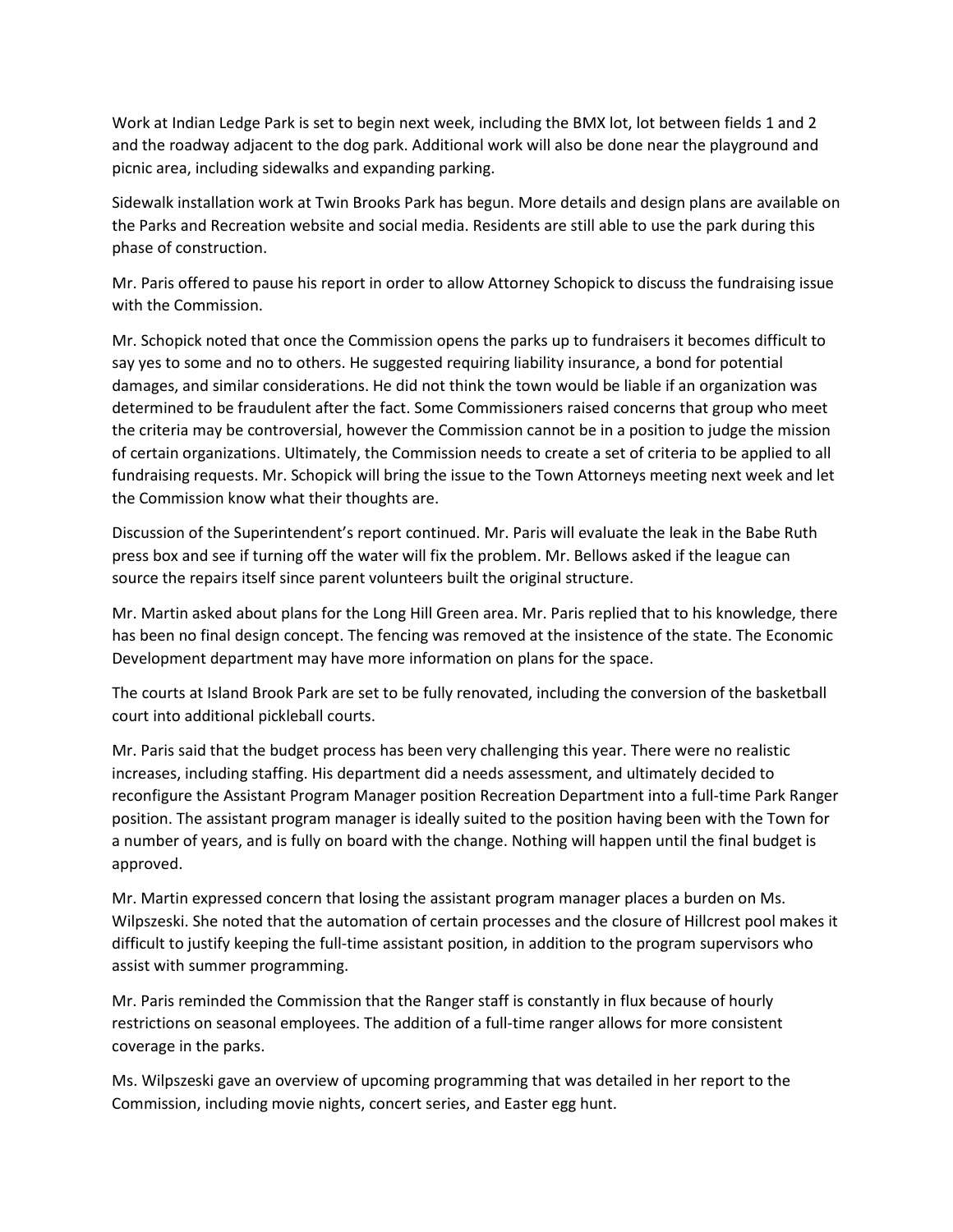Work at Indian Ledge Park is set to begin next week, including the BMX lot, lot between fields 1 and 2 and the roadway adjacent to the dog park. Additional work will also be done near the playground and picnic area, including sidewalks and expanding parking.

Sidewalk installation work at Twin Brooks Park has begun. More details and design plans are available on the Parks and Recreation website and social media. Residents are still able to use the park during this phase of construction.

Mr. Paris offered to pause his report in order to allow Attorney Schopick to discuss the fundraising issue with the Commission.

Mr. Schopick noted that once the Commission opens the parks up to fundraisers it becomes difficult to say yes to some and no to others. He suggested requiring liability insurance, a bond for potential damages, and similar considerations. He did not think the town would be liable if an organization was determined to be fraudulent after the fact. Some Commissioners raised concerns that group who meet the criteria may be controversial, however the Commission cannot be in a position to judge the mission of certain organizations. Ultimately, the Commission needs to create a set of criteria to be applied to all fundraising requests. Mr. Schopick will bring the issue to the Town Attorneys meeting next week and let the Commission know what their thoughts are.

Discussion of the Superintendent's report continued. Mr. Paris will evaluate the leak in the Babe Ruth press box and see if turning off the water will fix the problem. Mr. Bellows asked if the league can source the repairs itself since parent volunteers built the original structure.

Mr. Martin asked about plans for the Long Hill Green area. Mr. Paris replied that to his knowledge, there has been no final design concept. The fencing was removed at the insistence of the state. The Economic Development department may have more information on plans for the space.

The courts at Island Brook Park are set to be fully renovated, including the conversion of the basketball court into additional pickleball courts.

Mr. Paris said that the budget process has been very challenging this year. There were no realistic increases, including staffing. His department did a needs assessment, and ultimately decided to reconfigure the Assistant Program Manager position Recreation Department into a full-time Park Ranger position. The assistant program manager is ideally suited to the position having been with the Town for a number of years, and is fully on board with the change. Nothing will happen until the final budget is approved.

Mr. Martin expressed concern that losing the assistant program manager places a burden on Ms. Wilpszeski. She noted that the automation of certain processes and the closure of Hillcrest pool makes it difficult to justify keeping the full-time assistant position, in addition to the program supervisors who assist with summer programming.

Mr. Paris reminded the Commission that the Ranger staff is constantly in flux because of hourly restrictions on seasonal employees. The addition of a full-time ranger allows for more consistent coverage in the parks.

Ms. Wilpszeski gave an overview of upcoming programming that was detailed in her report to the Commission, including movie nights, concert series, and Easter egg hunt.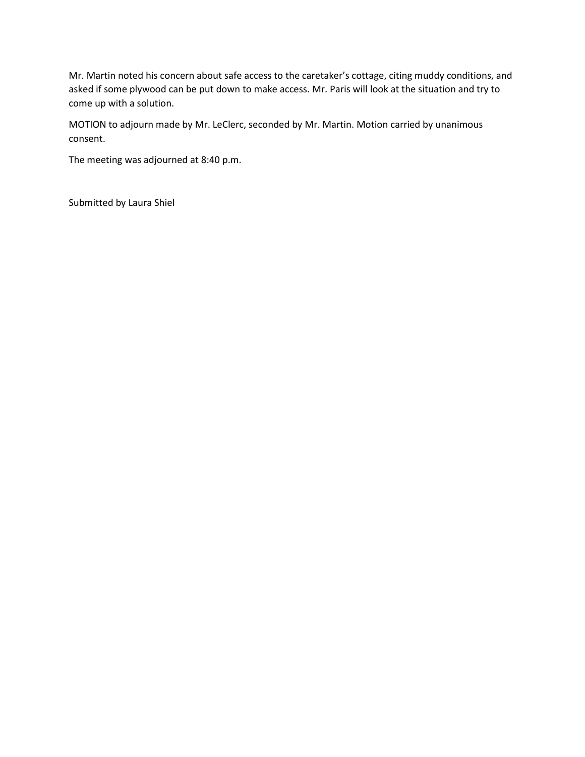Mr. Martin noted his concern about safe access to the caretaker's cottage, citing muddy conditions, and asked if some plywood can be put down to make access. Mr. Paris will look at the situation and try to come up with a solution.

MOTION to adjourn made by Mr. LeClerc, seconded by Mr. Martin. Motion carried by unanimous consent.

The meeting was adjourned at 8:40 p.m.

Submitted by Laura Shiel